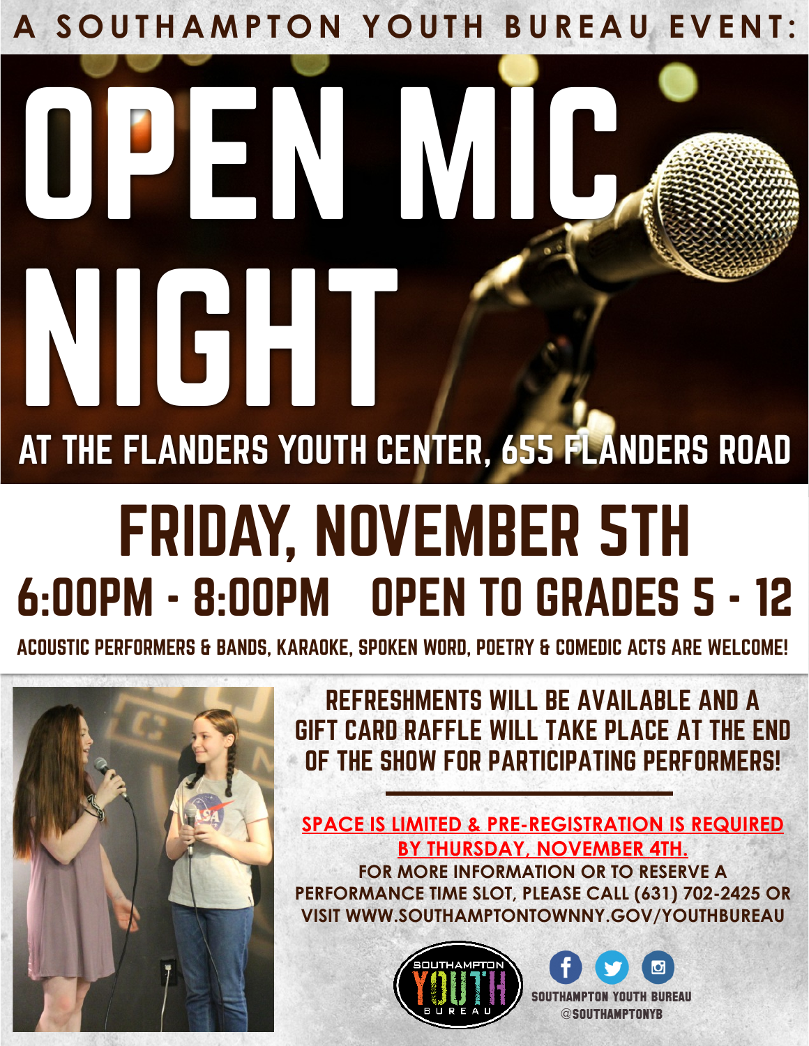A SOUTHAMPTON YOUTH BUREAU EVENT:

# OPEN MIC NIGHT

## AT THE FLANDERS YOUTH CENTER, 655 FLANDERS ROAD

## FRIDAY, NOVEMBER 5TH

## 6:00PM - 8:00PM OPEN TO GRADES 5 - 12

**ACOUSTIC PERFORMERS & BANDS, KARAOKE, SPOKEN WORD, POETRY & COMEDIC ACTS ARE WELCOME!**

**REFRESHMENTS WILL BE AVAILABLE AND A GIFT CARD RAFFLE WILL TAKE PLACE AT THE END OF THE SHOW FOR PARTICIPATING PERFORMERS!**

---

**SPACE IS LIMITED & PRE-REGISTRATION IS REQUIRED BY THURSDAY, NOVEMBER 4TH.**

**FOR MORE INFORMATION OR TO RESERVE A PERFORMANCE TIME SLOT, PLEASE CALL (631) 702-2425 OR VISIT WWW.SOUTHAMPTONTOWNNY.GOV/YOUTHBUREAU**

SOUTHAMPTON YOUTH BUREAU

SOUTHAMPTON YOUTH BUREAU
@SOUTHAMPTONYB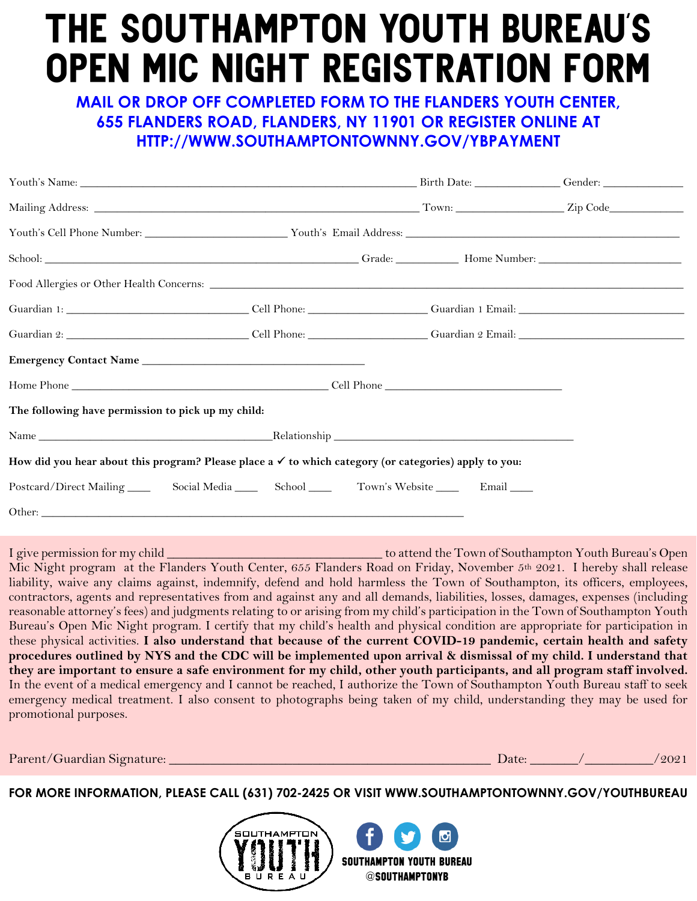# THE SOUTHAMPTON YOUTH BUREAU'S OPEN MIC NIGHT REGISTRATION FORM

**MAIL OR DROP OFF COMPLETED FORM TO THE FLANDERS YOUTH CENTER, 655 FLANDERS ROAD, FLANDERS, NY 11901 OR REGISTER ONLINE AT HTTP://WWW.SOUTHAMPTONTOWNNY.GOV/YBPAYMENT**

Youth's Name: ______________________________ Birth Date: ____________ Gender: ____________

Mailing Address: ______________________________ Town: ____________ Zip Code____________

Youth's Cell Phone Number: ________________ Youth's Email Address: ______________________________

School: ______________________________ Grade: ________ Home Number: ________________

Food Allergies or Other Health Concerns: ______________________________

Guardian 1: ____________________ Cell Phone: ______________ Guardian 1 Email: ____________________

Guardian 2: ____________________ Cell Phone: ______________ Guardian 2 Email: ____________________

**Emergency Contact Name** ____________________________

Home Phone ______________________________ Cell Phone ______________________

**The following have permission to pick up my child:**

Name ______________________________Relationship ______________________________

**How did you hear about this program? Please place a ✓ to which category (or categories) apply to you:**

Postcard/Direct Mailing ____ Social Media ____ School ____ Town's Website ____ Email ____

Other: ______________________________________________________

I give permission for my child ________________________ to attend the Town of Southampton Youth Bureau's Open Mic Night program at the Flanders Youth Center, 655 Flanders Road on Friday, November 5th 2021. I hereby shall release liability, waive any claims against, indemnify, defend and hold harmless the Town of Southampton, its officers, employees, contractors, agents and representatives from and against any and all demands, liabilities, losses, damages, expenses (including reasonable attorney's fees) and judgments relating to or arising from my child's participation in the Town of Southampton Youth Bureau's Open Mic Night program. I certify that my child's health and physical condition are appropriate for participation in these physical activities. **I also understand that because of the current COVID-19 pandemic, certain health and safety procedures outlined by NYS and the CDC will be implemented upon arrival & dismissal of my child. I understand that they are important to ensure a safe environment for my child, other youth participants, and all program staff involved.** In the event of a medical emergency and I cannot be reached, I authorize the Town of Southampton Youth Bureau staff to seek emergency medical treatment. I also consent to photographs being taken of my child, understanding they may be used for promotional purposes.

Parent/Guardian Signature: ______________________________________ Date: ______/________/2021

**FOR MORE INFORMATION, PLEASE CALL (631) 702-2425 OR VISIT WWW.SOUTHAMPTONTOWNNY.GOV/YOUTHBUREAU**

SOUTHAMPTON YOUTH BUREAU

SOUTHAMPTON YOUTH BUREAU
@SOUTHAMPTONYB